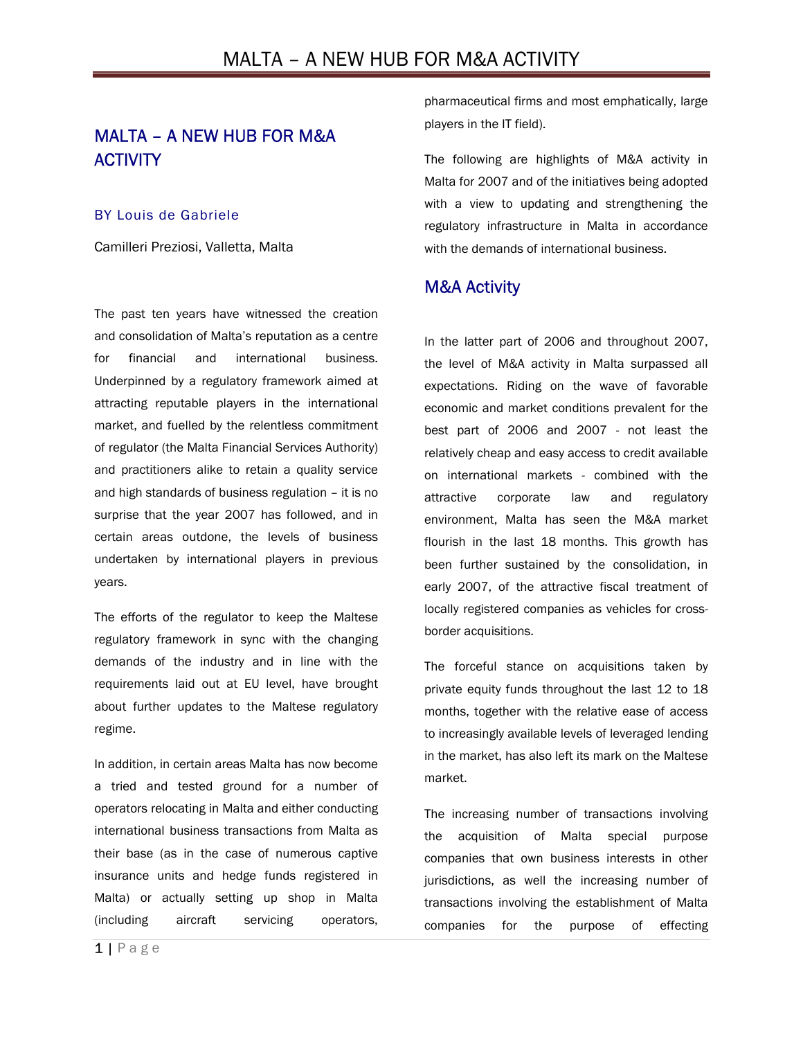# MALTA – A NEW HUB FOR M&A ACTIVITY

BY Louis de Gabriele

Camilleri Preziosi, Valletta, Malta

The past ten years have witnessed the creation and consolidation of Malta's reputation as a centre for financial and international business. Underpinned by a regulatory framework aimed at attracting reputable players in the international market, and fuelled by the relentless commitment of regulator (the Malta Financial Services Authority) and practitioners alike to retain a quality service and high standards of business regulation – it is no surprise that the year 2007 has followed, and in certain areas outdone, the levels of business undertaken by international players in previous years.

The efforts of the regulator to keep the Maltese regulatory framework in sync with the changing demands of the industry and in line with the requirements laid out at EU level, have brought about further updates to the Maltese regulatory regime.

In addition, in certain areas Malta has now become a tried and tested ground for a number of operators relocating in Malta and either conducting international business transactions from Malta as their base (as in the case of numerous captive insurance units and hedge funds registered in Malta) or actually setting up shop in Malta (including aircraft servicing operators, pharmaceutical firms and most emphatically, large players in the IT field).

The following are highlights of M&A activity in Malta for 2007 and of the initiatives being adopted with a view to updating and strengthening the regulatory infrastructure in Malta in accordance with the demands of international business.

## M&A Activity

In the latter part of 2006 and throughout 2007, the level of M&A activity in Malta surpassed all expectations. Riding on the wave of favorable economic and market conditions prevalent for the best part of 2006 and 2007 - not least the relatively cheap and easy access to credit available on international markets - combined with the attractive corporate law and regulatory environment, Malta has seen the M&A market flourish in the last 18 months. This growth has been further sustained by the consolidation, in early 2007, of the attractive fiscal treatment of locally registered companies as vehicles for cross-border acquisitions.

The forceful stance on acquisitions taken by private equity funds throughout the last 12 to 18 months, together with the relative ease of access to increasingly available levels of leveraged lending in the market, has also left its mark on the Maltese market.

The increasing number of transactions involving the acquisition of Malta special purpose companies that own business interests in other jurisdictions, as well the increasing number of transactions involving the establishment of Malta companies for the purpose of effecting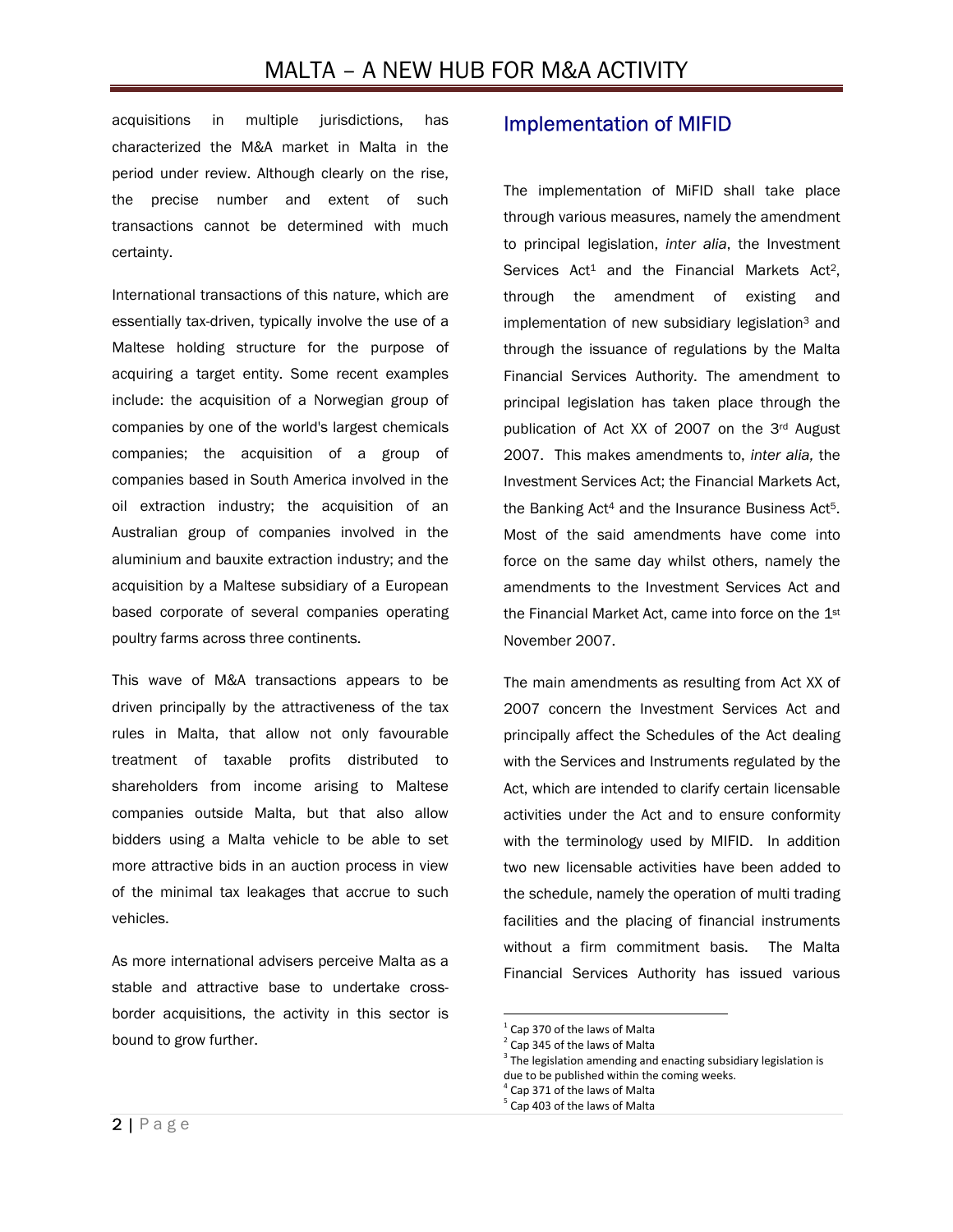acquisitions in multiple jurisdictions, has characterized the M&A market in Malta in the period under review. Although clearly on the rise, the precise number and extent of such transactions cannot be determined with much certainty.

International transactions of this nature, which are essentially tax-driven, typically involve the use of a Maltese holding structure for the purpose of acquiring a target entity. Some recent examples include: the acquisition of a Norwegian group of companies by one of the world's largest chemicals companies; the acquisition of a group of companies based in South America involved in the oil extraction industry; the acquisition of an Australian group of companies involved in the aluminium and bauxite extraction industry; and the acquisition by a Maltese subsidiary of a European based corporate of several companies operating poultry farms across three continents.

This wave of M&A transactions appears to be driven principally by the attractiveness of the tax rules in Malta, that allow not only favourable treatment of taxable profits distributed to shareholders from income arising to Maltese companies outside Malta, but that also allow bidders using a Malta vehicle to be able to set more attractive bids in an auction process in view of the minimal tax leakages that accrue to such vehicles.

As more international advisers perceive Malta as a stable and attractive base to undertake cross-border acquisitions, the activity in this sector is bound to grow further.

## Implementation of MIFID

The implementation of MiFID shall take place through various measures, namely the amendment to principal legislation, *inter alia*, the Investment Services Act[1] and the Financial Markets Act[2], through the amendment of existing and implementation of new subsidiary legislation[3] and through the issuance of regulations by the Malta Financial Services Authority. The amendment to principal legislation has taken place through the publication of Act XX of 2007 on the 3rd August 2007. This makes amendments to, *inter alia,* the Investment Services Act; the Financial Markets Act, the Banking Act[4] and the Insurance Business Act[5]. Most of the said amendments have come into force on the same day whilst others, namely the amendments to the Investment Services Act and the Financial Market Act, came into force on the 1st November 2007.

The main amendments as resulting from Act XX of 2007 concern the Investment Services Act and principally affect the Schedules of the Act dealing with the Services and Instruments regulated by the Act, which are intended to clarify certain licensable activities under the Act and to ensure conformity with the terminology used by MIFID. In addition two new licensable activities have been added to the schedule, namely the operation of multi trading facilities and the placing of financial instruments without a firm commitment basis. The Malta Financial Services Authority has issued various

---

[1] Cap 370 of the laws of Malta

[2] Cap 345 of the laws of Malta

[3] The legislation amending and enacting subsidiary legislation is due to be published within the coming weeks.

[4] Cap 371 of the laws of Malta

[5] Cap 403 of the laws of Malta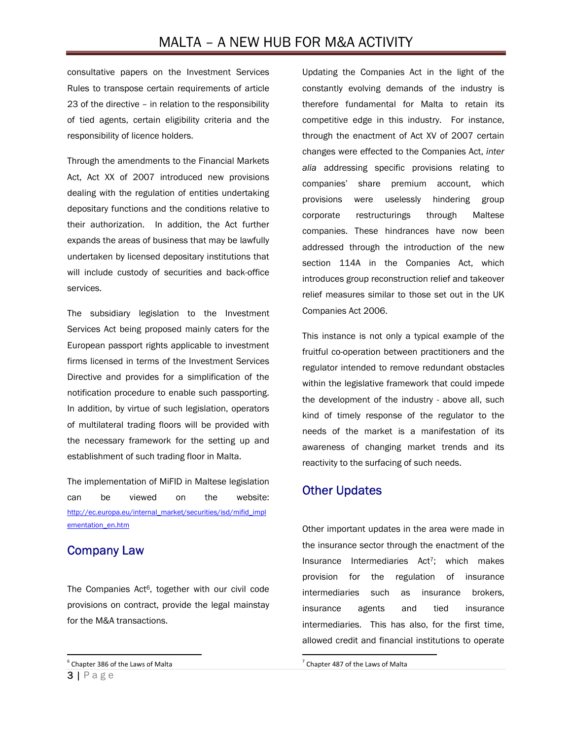consultative papers on the Investment Services Rules to transpose certain requirements of article 23 of the directive – in relation to the responsibility of tied agents, certain eligibility criteria and the responsibility of licence holders.

Through the amendments to the Financial Markets Act, Act XX of 2007 introduced new provisions dealing with the regulation of entities undertaking depositary functions and the conditions relative to their authorization. In addition, the Act further expands the areas of business that may be lawfully undertaken by licensed depositary institutions that will include custody of securities and back-office services.

The subsidiary legislation to the Investment Services Act being proposed mainly caters for the European passport rights applicable to investment firms licensed in terms of the Investment Services Directive and provides for a simplification of the notification procedure to enable such passporting. In addition, by virtue of such legislation, operators of multilateral trading floors will be provided with the necessary framework for the setting up and establishment of such trading floor in Malta.

The implementation of MiFID in Maltese legislation can be viewed on the website: http://ec.europa.eu/internal_market/securities/isd/mifid_implementation_en.htm

## Company Law

The Companies Act[6], together with our civil code provisions on contract, provide the legal mainstay for the M&A transactions.

Updating the Companies Act in the light of the constantly evolving demands of the industry is therefore fundamental for Malta to retain its competitive edge in this industry. For instance, through the enactment of Act XV of 2007 certain changes were effected to the Companies Act, *inter alia* addressing specific provisions relating to companies' share premium account, which provisions were uselessly hindering group corporate restructurings through Maltese companies. These hindrances have now been addressed through the introduction of the new section 114A in the Companies Act, which introduces group reconstruction relief and takeover relief measures similar to those set out in the UK Companies Act 2006.

This instance is not only a typical example of the fruitful co-operation between practitioners and the regulator intended to remove redundant obstacles within the legislative framework that could impede the development of the industry - above all, such kind of timely response of the regulator to the needs of the market is a manifestation of its awareness of changing market trends and its reactivity to the surfacing of such needs.

## Other Updates

Other important updates in the area were made in the insurance sector through the enactment of the Insurance Intermediaries Act[7]; which makes provision for the regulation of insurance intermediaries such as insurance brokers, insurance agents and tied insurance intermediaries. This has also, for the first time, allowed credit and financial institutions to operate

[6] Chapter 386 of the Laws of Malta

[7] Chapter 487 of the Laws of Malta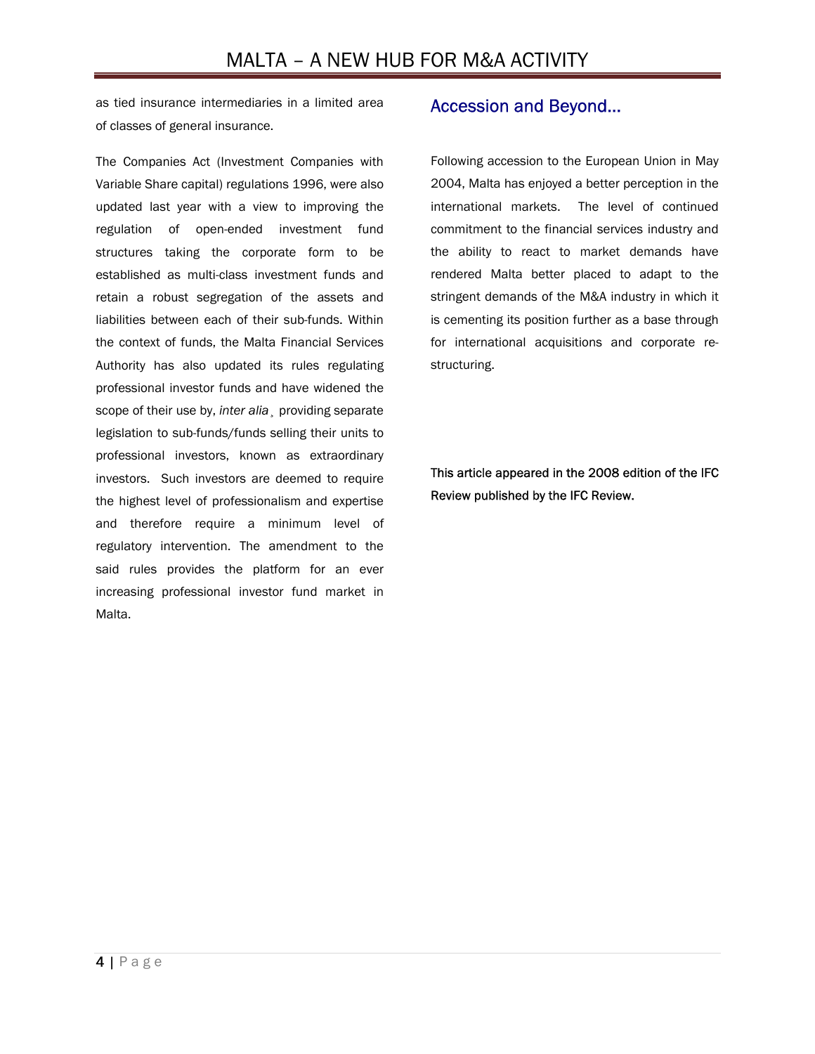as tied insurance intermediaries in a limited area of classes of general insurance.

The Companies Act (Investment Companies with Variable Share capital) regulations 1996, were also updated last year with a view to improving the regulation of open-ended investment fund structures taking the corporate form to be established as multi-class investment funds and retain a robust segregation of the assets and liabilities between each of their sub-funds. Within the context of funds, the Malta Financial Services Authority has also updated its rules regulating professional investor funds and have widened the scope of their use by, *inter alia*¸ providing separate legislation to sub-funds/funds selling their units to professional investors, known as extraordinary investors. Such investors are deemed to require the highest level of professionalism and expertise and therefore require a minimum level of regulatory intervention. The amendment to the said rules provides the platform for an ever increasing professional investor fund market in Malta.

## Accession and Beyond…

Following accession to the European Union in May 2004, Malta has enjoyed a better perception in the international markets. The level of continued commitment to the financial services industry and the ability to react to market demands have rendered Malta better placed to adapt to the stringent demands of the M&A industry in which it is cementing its position further as a base through for international acquisitions and corporate re-structuring.

**This article appeared in the 2008 edition of the IFC Review published by the IFC Review.**